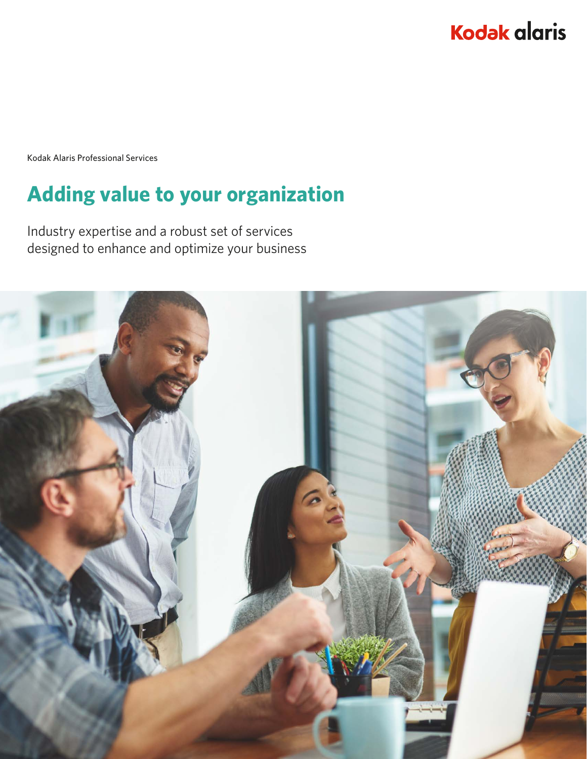Kodak alaris

Kodak Alaris Professional Services

# Adding value to your organization

Industry expertise and a robust set of services designed to enhance and optimize your business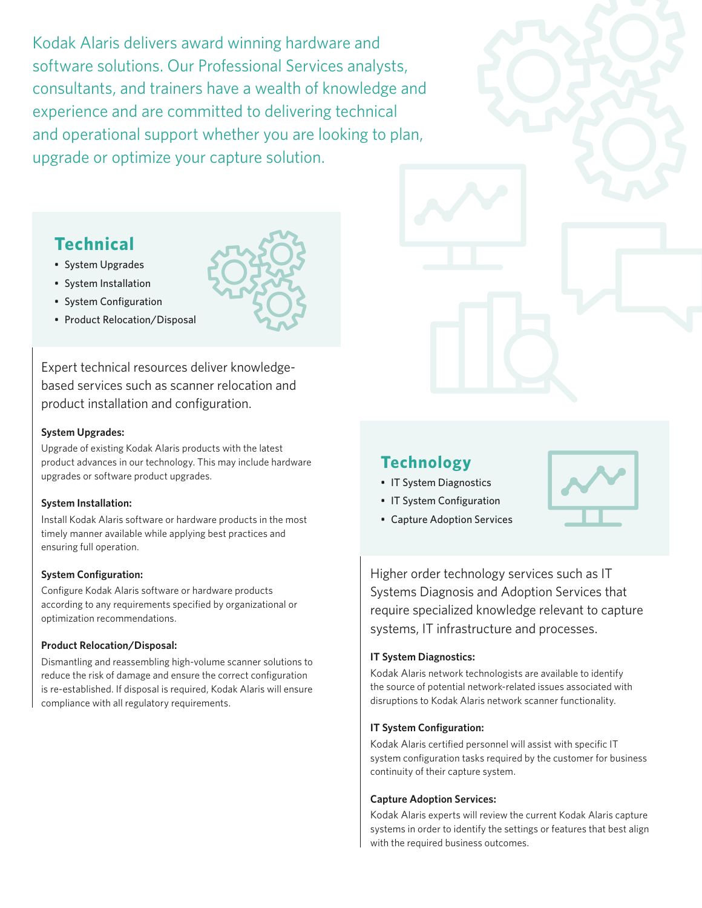Kodak Alaris delivers award winning hardware and software solutions. Our Professional Services analysts, consultants, and trainers have a wealth of knowledge and experience and are committed to delivering technical and operational support whether you are looking to plan, upgrade or optimize your capture solution.

## Technical

- System Upgrades
- System Installation
- System Configuration
- Product Relocation/Disposal

Expert technical resources deliver knowledge-based services such as scanner relocation and product installation and configuration.

**System Upgrades:**

Upgrade of existing Kodak Alaris products with the latest product advances in our technology. This may include hardware upgrades or software product upgrades.

**System Installation:**

Install Kodak Alaris software or hardware products in the most timely manner available while applying best practices and ensuring full operation.

**System Configuration:**

Configure Kodak Alaris software or hardware products according to any requirements specified by organizational or optimization recommendations.

**Product Relocation/Disposal:**

Dismantling and reassembling high-volume scanner solutions to reduce the risk of damage and ensure the correct configuration is re-established. If disposal is required, Kodak Alaris will ensure compliance with all regulatory requirements.

## Technology

- IT System Diagnostics
- IT System Configuration
- Capture Adoption Services

Higher order technology services such as IT Systems Diagnosis and Adoption Services that require specialized knowledge relevant to capture systems, IT infrastructure and processes.

**IT System Diagnostics:**

Kodak Alaris network technologists are available to identify the source of potential network-related issues associated with disruptions to Kodak Alaris network scanner functionality.

**IT System Configuration:**

Kodak Alaris certified personnel will assist with specific IT system configuration tasks required by the customer for business continuity of their capture system.

**Capture Adoption Services:**

Kodak Alaris experts will review the current Kodak Alaris capture systems in order to identify the settings or features that best align with the required business outcomes.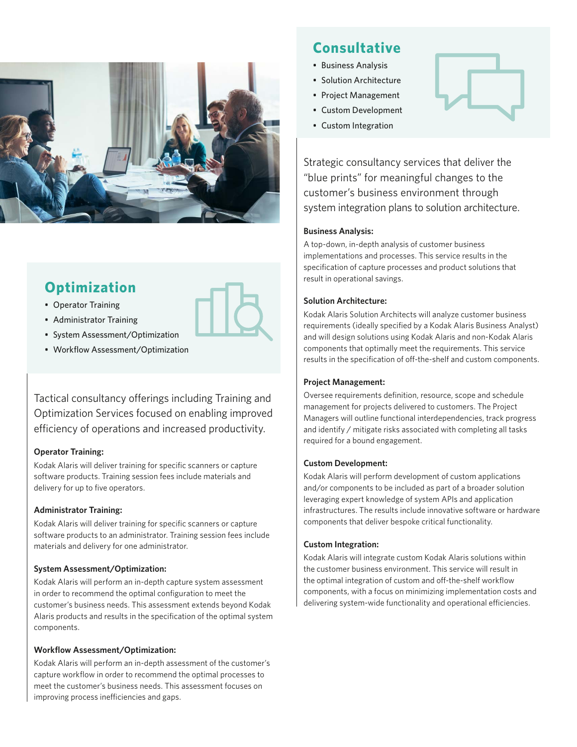## Optimization

- Operator Training
- Administrator Training
- System Assessment/Optimization
- Workflow Assessment/Optimization

Tactical consultancy offerings including Training and Optimization Services focused on enabling improved efficiency of operations and increased productivity.

**Operator Training:**

Kodak Alaris will deliver training for specific scanners or capture software products. Training session fees include materials and delivery for up to five operators.

**Administrator Training:**

Kodak Alaris will deliver training for specific scanners or capture software products to an administrator. Training session fees include materials and delivery for one administrator.

**System Assessment/Optimization:**

Kodak Alaris will perform an in-depth capture system assessment in order to recommend the optimal configuration to meet the customer's business needs. This assessment extends beyond Kodak Alaris products and results in the specification of the optimal system components.

**Workflow Assessment/Optimization:**

Kodak Alaris will perform an in-depth assessment of the customer's capture workflow in order to recommend the optimal processes to meet the customer's business needs. This assessment focuses on improving process inefficiencies and gaps.

## Consultative

- Business Analysis
- Solution Architecture
- Project Management
- Custom Development
- Custom Integration

Strategic consultancy services that deliver the "blue prints" for meaningful changes to the customer's business environment through system integration plans to solution architecture.

**Business Analysis:**

A top-down, in-depth analysis of customer business implementations and processes. This service results in the specification of capture processes and product solutions that result in operational savings.

**Solution Architecture:**

Kodak Alaris Solution Architects will analyze customer business requirements (ideally specified by a Kodak Alaris Business Analyst) and will design solutions using Kodak Alaris and non-Kodak Alaris components that optimally meet the requirements. This service results in the specification of off-the-shelf and custom components.

**Project Management:**

Oversee requirements definition, resource, scope and schedule management for projects delivered to customers. The Project Managers will outline functional interdependencies, track progress and identify / mitigate risks associated with completing all tasks required for a bound engagement.

**Custom Development:**

Kodak Alaris will perform development of custom applications and/or components to be included as part of a broader solution leveraging expert knowledge of system APIs and application infrastructures. The results include innovative software or hardware components that deliver bespoke critical functionality.

**Custom Integration:**

Kodak Alaris will integrate custom Kodak Alaris solutions within the customer business environment. This service will result in the optimal integration of custom and off-the-shelf workflow components, with a focus on minimizing implementation costs and delivering system-wide functionality and operational efficiencies.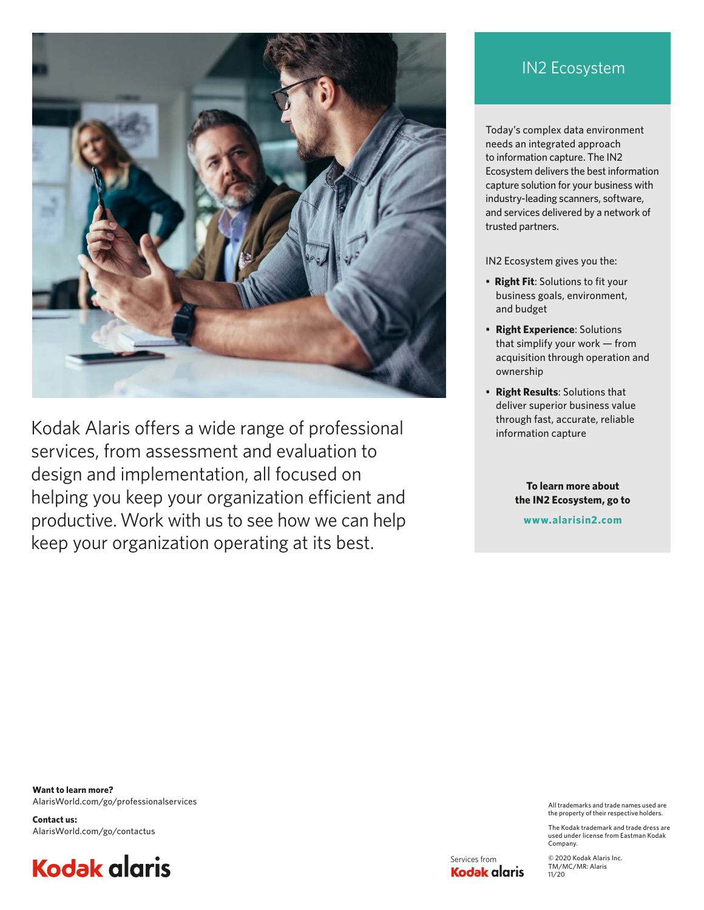Kodak Alaris offers a wide range of professional services, from assessment and evaluation to design and implementation, all focused on helping you keep your organization efficient and productive. Work with us to see how we can help keep your organization operating at its best.

## IN2 Ecosystem

Today's complex data environment needs an integrated approach to information capture. The IN2 Ecosystem delivers the best information capture solution for your business with industry-leading scanners, software, and services delivered by a network of trusted partners.

IN2 Ecosystem gives you the:

- **Right Fit**: Solutions to fit your business goals, environment, and budget
- **Right Experience**: Solutions that simplify your work — from acquisition through operation and ownership
- **Right Results**: Solutions that deliver superior business value through fast, accurate, reliable information capture

**To learn more about the IN2 Ecosystem, go to**

**www.alarisin2.com**

**Want to learn more?**
AlarisWorld.com/go/professionalservices

**Contact us:**
AlarisWorld.com/go/contactus

Kodak alaris

Services from Kodak alaris

All trademarks and trade names used are the property of their respective holders.

The Kodak trademark and trade dress are used under license from Eastman Kodak Company.

© 2020 Kodak Alaris Inc.
TM/MC/MR: Alaris
11/20